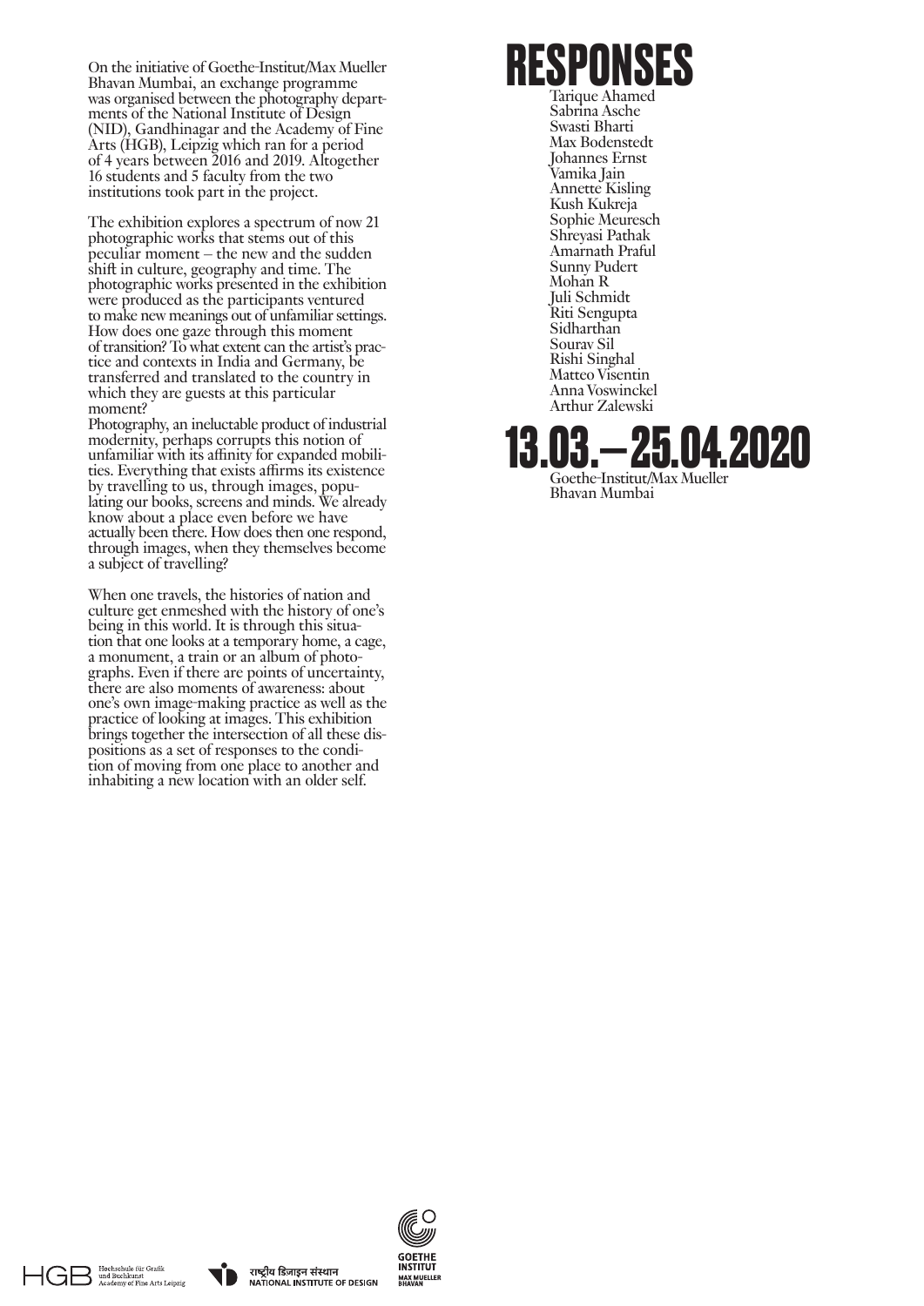On the initiative of Goethe-Institut/Max Mueller Bhavan Mumbai, an exchange programme was organised between the photography departments of the National Institute of Design (NID), Gandhinagar and the Academy of Fine Arts (HGB), Leipzig which ran for a period of 4 years between 2016 and 2019. Altogether 16 students and 5 faculty from the two institutions took part in the project.

The exhibition explores a spectrum of now 21 photographic works that stems out of this peculiar moment – the new and the sudden shift in culture, geography and time. The photographic works presented in the exhibition were produced as the participants ventured to make new meanings out of unfamiliar settings. How does one gaze through this moment of transition? To what extent can the artist's practice and contexts in India and Germany, be transferred and translated to the country in which they are guests at this particular moment?
Photography, an ineluctable product of industrial modernity, perhaps corrupts this notion of unfamiliar with its affinity for expanded mobilities. Everything that exists affirms its existence by travelling to us, through images, populating our books, screens and minds. We already know about a place even before we have actually been there. How does then one respond, through images, when they themselves become a subject of travelling?

When one travels, the histories of nation and culture get enmeshed with the history of one's being in this world. It is through this situation that one looks at a temporary home, a cage, a monument, a train or an album of photographs. Even if there are points of uncertainty, there are also moments of awareness: about one's own image-making practice as well as the practice of looking at images. This exhibition brings together the intersection of all these dispositions as a set of responses to the condition of moving from one place to another and inhabiting a new location with an older self.

# RESPONSES

Tarique Ahamed
Sabrina Asche
Swasti Bharti
Max Bodenstedt
Johannes Ernst
Vamika Jain
Annette Kisling
Kush Kukreja
Sophie Meuresch
Shreyasi Pathak
Amarnath Praful
Sunny Pudert
Mohan R
Juli Schmidt
Riti Sengupta
Sidharthan
Sourav Sil
Rishi Singhal
Matteo Visentin
Anna Voswinckel
Arthur Zalewski

# 13.03. – 25.04.2020

Goethe-Institut/Max Mueller Bhavan Mumbai

HGB Hochschule für Grafik und Buchkunst Academy of Fine Arts Leipzig

राष्ट्रीय डिज़ाइन संस्थान NATIONAL INSTITUTE OF DESIGN

GOETHE INSTITUT MAX MUELLER BHAVAN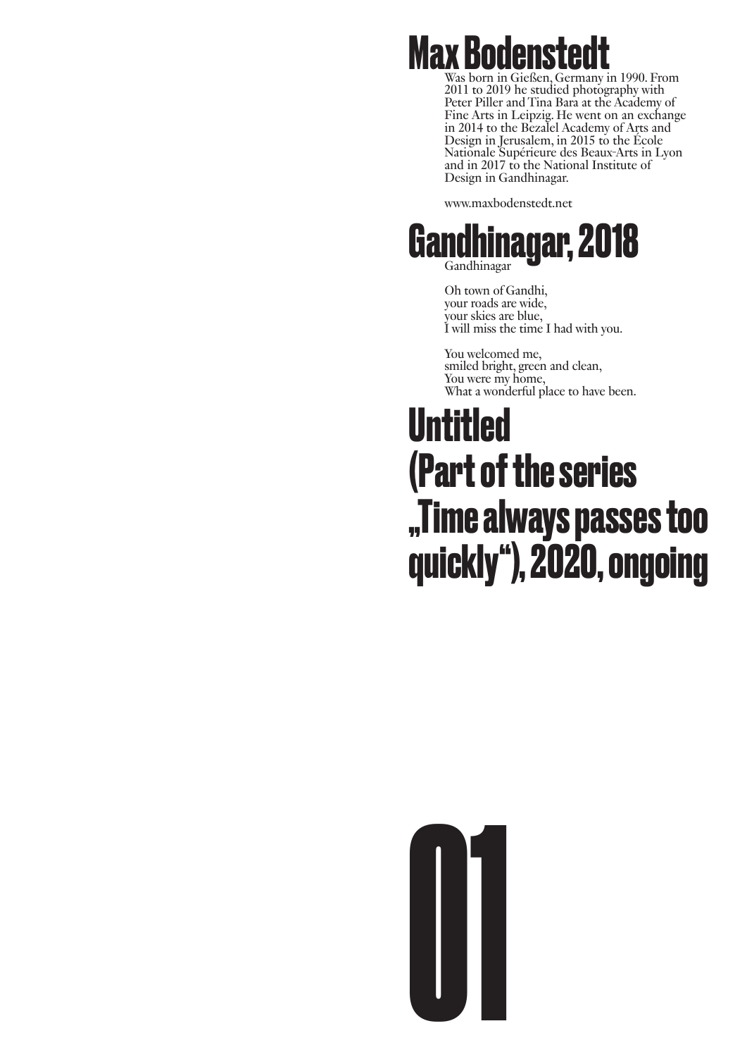# Max Bodenstedt

Was born in Gießen, Germany in 1990. From 2011 to 2019 he studied photography with Peter Piller and Tina Bara at the Academy of Fine Arts in Leipzig. He went on an exchange in 2014 to the Bezalel Academy of Arts and Design in Jerusalem, in 2015 to the École Nationale Supérieure des Beaux-Arts in Lyon and in 2017 to the National Institute of Design in Gandhinagar.

www.maxbodenstedt.net

# Gandhinagar, 2018

Gandhinagar

Oh town of Gandhi,
your roads are wide,
your skies are blue,
I will miss the time I had with you.

You welcomed me,
smiled bright, green and clean,
You were my home,
What a wonderful place to have been.

# Untitled (Part of the series „Time always passes too quickly“), 2020, ongoing

# 01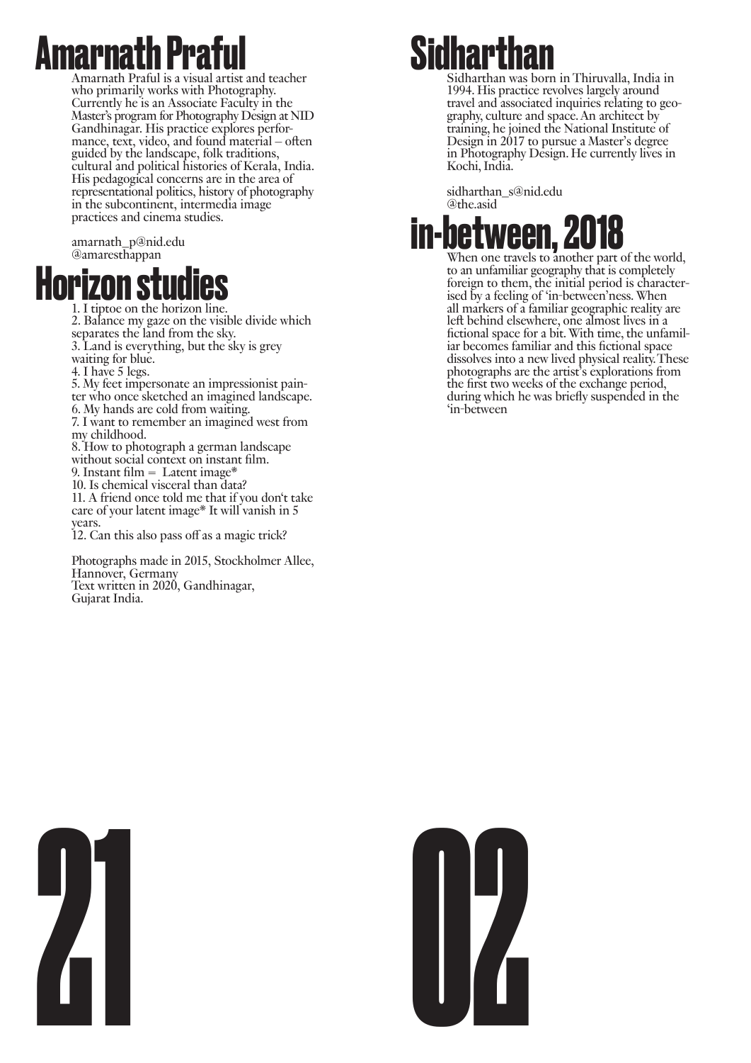# Amarnath Praful

Amarnath Praful is a visual artist and teacher who primarily works with Photography. Currently he is an Associate Faculty in the Master's program for Photography Design at NID Gandhinagar. His practice explores performance, text, video, and found material – often guided by the landscape, folk traditions, cultural and political histories of Kerala, India. His pedagogical concerns are in the area of representational politics, history of photography in the subcontinent, intermedia image practices and cinema studies.

amarnath_p@nid.edu
@amaresthappan

# Horizon studies

1. I tiptoe on the horizon line.
2. Balance my gaze on the visible divide which separates the land from the sky.
3. Land is everything, but the sky is grey waiting for blue.
4. I have 5 legs.
5. My feet impersonate an impressionist painter who once sketched an imagined landscape.
6. My hands are cold from waiting.
7. I want to remember an imagined west from my childhood.
8. How to photograph a german landscape without social context on instant film.
9. Instant film = Latent image*
10. Is chemical visceral than data?
11. A friend once told me that if you don't take care of your latent image* It will vanish in 5 years.
12. Can this also pass off as a magic trick?

Photographs made in 2015, Stockholmer Allee, Hannover, Germany
Text written in 2020, Gandhinagar, Gujarat India.

# Sidharthan

Sidharthan was born in Thiruvalla, India in 1994. His practice revolves largely around travel and associated inquiries relating to geography, culture and space. An architect by training, he joined the National Institute of Design in 2017 to pursue a Master's degree in Photography Design. He currently lives in Kochi, India.

sidharthan_s@nid.edu
@the.asid

# in-between, 2018

When one travels to another part of the world, to an unfamiliar geography that is completely foreign to them, the initial period is characterised by a feeling of 'in-between'ness. When all markers of a familiar geographic reality are left behind elsewhere, one almost lives in a fictional space for a bit. With time, the unfamiliar becomes familiar and this fictional space dissolves into a new lived physical reality. These photographs are the artist's explorations from the first two weeks of the exchange period, during which he was briefly suspended in the 'in-between

21

02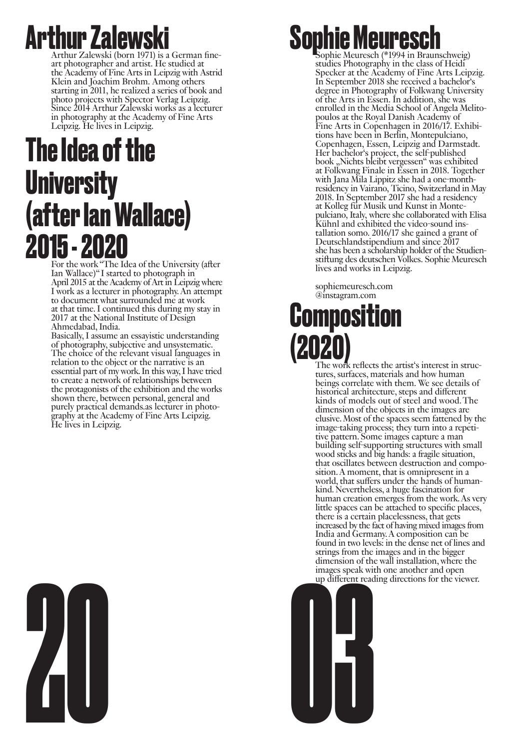# Arthur Zalewski

Arthur Zalewski (born 1971) is a German fine-art photographer and artist. He studied at the Academy of Fine Arts in Leipzig with Astrid Klein and Joachim Brohm. Among others starting in 2011, he realized a series of book and photo projects with Spector Verlag Leipzig. Since 2014 Arthur Zalewski works as a lecturer in photography at the Academy of Fine Arts Leipzig. He lives in Leipzig.

## The Idea of the University (after Ian Wallace) 2015 - 2020

For the work "The Idea of the University (after Ian Wallace)" I started to photograph in April 2015 at the Academy of Art in Leipzig where I work as a lecturer in photography. An attempt to document what surrounded me at work at that time. I continued this during my stay in 2017 at the National Institute of Design Ahmedabad, India.
Basically, I assume an essayistic understanding of photography, subjective and unsystematic. The choice of the relevant visual languages in relation to the object or the narrative is an essential part of my work. In this way, I have tried to create a network of relationships between the protagonists of the exhibition and the works shown there, between personal, general and purely practical demands.as lecturer in photography at the Academy of Fine Arts Leipzig. He lives in Leipzig.

# Sophie Meuresch

Sophie Meuresch (*1994 in Braunschweig) studies Photography in the class of Heidi Specker at the Academy of Fine Arts Leipzig. In September 2018 she received a bachelor's degree in Photography of Folkwang University of the Arts in Essen. In addition, she was enrolled in the Media School of Angela Melitopoulos at the Royal Danish Academy of Fine Arts in Copenhagen in 2016/17. Exhibitions have been in Berlin, Montepulciano, Copenhagen, Essen, Leipzig and Darmstadt. Her bachelor's project, the self-published book „Nichts bleibt vergessen" was exhibited at Folkwang Finale in Essen in 2018. Together with Jana Mila Lippitz she had a one-month-residency in Vairano, Ticino, Switzerland in May 2018. In September 2017 she had a residency at Kolleg für Musik und Kunst in Montepulciano, Italy, where she collaborated with Elisa Kühnl and exhibited the video-sound installation somo. 2016/17 she gained a grant of Deutschlandstipendium and since 2017 she has been a scholarship holder of the Studienstiftung des deutschen Volkes. Sophie Meuresch lives and works in Leipzig.

sophiemeuresch.com
@instagram.com

## Composition (2020)

The work reflects the artist's interest in structures, surfaces, materials and how human beings correlate with them. We see details of historical architecture, steps and different kinds of models out of steel and wood. The dimension of the objects in the images are elusive. Most of the spaces seem fattened by the image-taking process; they turn into a repetitive pattern. Some images capture a man building self-supporting structures with small wood sticks and big hands: a fragile situation, that oscillates between destruction and composition. A moment, that is omnipresent in a world, that suffers under the hands of humankind. Nevertheless, a huge fascination for human creation emerges from the work. As very little spaces can be attached to specific places, there is a certain placelessness, that gets increased by the fact of having mixed images from India and Germany. A composition can be found in two levels: in the dense net of lines and strings from the images and in the bigger dimension of the wall installation, where the images speak with one another and open up different reading directions for the viewer.

20 03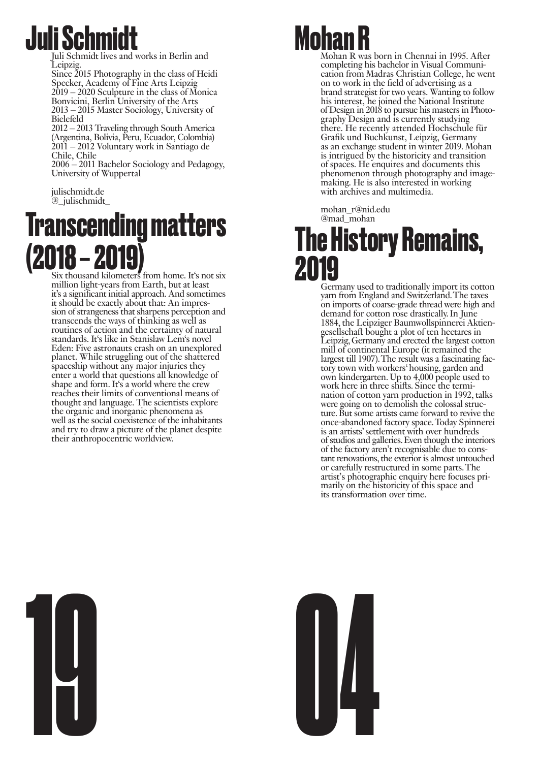# Juli Schmidt

Juli Schmidt lives and works in Berlin and Leipzig.
Since 2015 Photography in the class of Heidi Specker, Academy of Fine Arts Leipzig
2019 – 2020 Sculpture in the class of Monica Bonvicini, Berlin University of the Arts
2013 – 2015 Master Sociology, University of Bielefeld
2012 – 2013 Traveling through South America (Argentina, Bolivia, Peru, Ecuador, Colombia)
2011 – 2012 Voluntary work in Santiago de Chile, Chile
2006 – 2011 Bachelor Sociology and Pedagogy, University of Wuppertal

julischmidt.de
@_julischmidt_

# Transcending matters (2018 – 2019)

Six thousand kilometers from home. It‘s not six million light-years from Earth, but at least it’s a significant initial approach. And sometimes it should be exactly about that: An impression of strangeness that sharpens perception and transcends the ways of thinking as well as routines of action and the certainty of natural standards. It‘s like in Stanislaw Lem‘s novel Eden: Five astronauts crash on an unexplored planet. While struggling out of the shattered spaceship without any major injuries they enter a world that questions all knowledge of shape and form. It‘s a world where the crew reaches their limits of conventional means of thought and language. The scientists explore the organic and inorganic phenomena as well as the social coexistence of the inhabitants and try to draw a picture of the planet despite their anthropocentric worldview.

19

# Mohan R

Mohan R was born in Chennai in 1995. After completing his bachelor in Visual Communication from Madras Christian College, he went on to work in the field of advertising as a brand strategist for two years. Wanting to follow his interest, he joined the National Institute of Design in 2018 to pursue his masters in Photography Design and is currently studying there. He recently attended Hochschule für Grafik und Buchkunst, Leipzig, Germany as an exchange student in winter 2019. Mohan is intrigued by the historicity and transition of spaces. He enquires and documents this phenomenon through photography and image-making. He is also interested in working with archives and multimedia.

mohan_r@nid.edu
@mad_mohan

# The History Remains, 2019

Germany used to traditionally import its cotton yarn from England and Switzerland. The taxes on imports of coarse-grade thread were high and demand for cotton rose drastically. In June 1884, the Leipziger Baumwollspinnerei Aktiengesellschaft bought a plot of ten hectares in Leipzig, Germany and erected the largest cotton mill of continental Europe (it remained the largest till 1907). The result was a fascinating factory town with workers‘ housing, garden and own kindergarten. Up to 4,000 people used to work here in three shifts. Since the termination of cotton yarn production in 1992, talks were going on to demolish the colossal structure. But some artists came forward to revive the once-abandoned factory space. Today Spinnerei is an artists’ settlement with over hundreds of studios and galleries. Even though the interiors of the factory aren’t recognisable due to constant renovations, the exterior is almost untouched or carefully restructured in some parts. The artist’s photographic enquiry here focuses primarily on the historicity of this space and its transformation over time.

04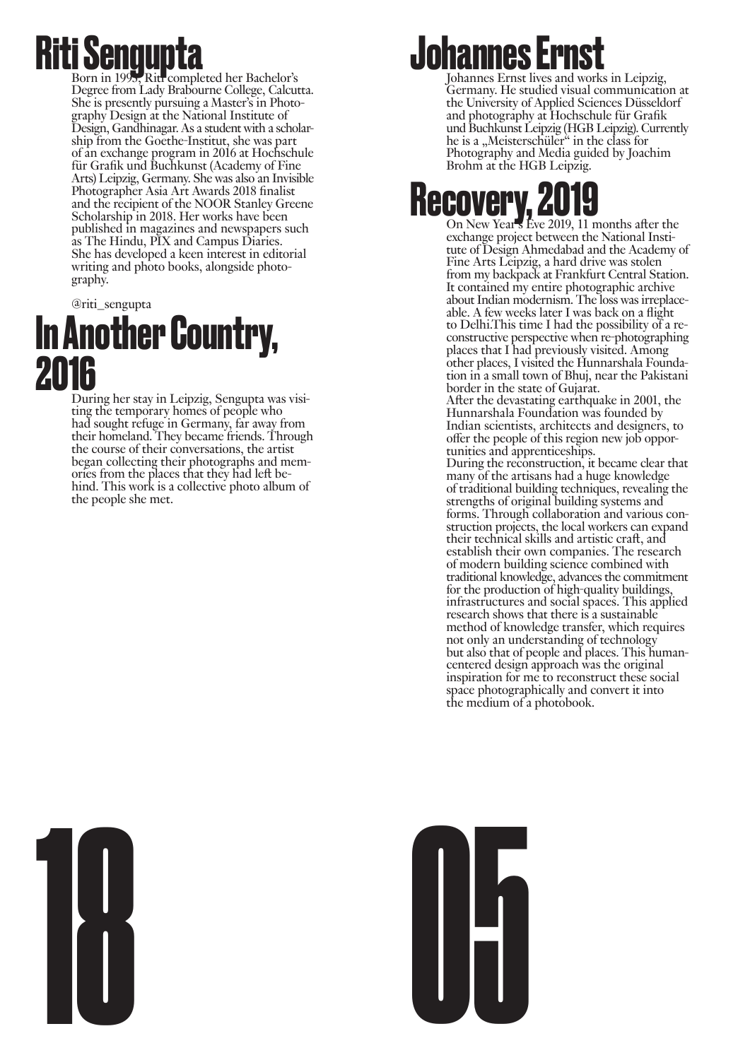# Riti Sengupta

Born in 1993, Riti completed her Bachelor's Degree from Lady Brabourne College, Calcutta. She is presently pursuing a Master's in Photography Design at the National Institute of Design, Gandhinagar. As a student with a scholarship from the Goethe-Institut, she was part of an exchange program in 2016 at Hochschule für Grafik und Buchkunst (Academy of Fine Arts) Leipzig, Germany. She was also an Invisible Photographer Asia Art Awards 2018 finalist and the recipient of the NOOR Stanley Greene Scholarship in 2018. Her works have been published in magazines and newspapers such as The Hindu, PIX and Campus Diaries. She has developed a keen interest in editorial writing and photo books, alongside photography.

@riti_sengupta

## In Another Country, 2016

During her stay in Leipzig, Sengupta was visiting the temporary homes of people who had sought refuge in Germany, far away from their homeland. They became friends. Through the course of their conversations, the artist began collecting their photographs and memories from the places that they had left behind. This work is a collective photo album of the people she met.

18

# Johannes Ernst

Johannes Ernst lives and works in Leipzig, Germany. He studied visual communication at the University of Applied Sciences Düsseldorf and photography at Hochschule für Grafik und Buchkunst Leipzig (HGB Leipzig). Currently he is a „Meisterschüler" in the class for Photography and Media guided by Joachim Brohm at the HGB Leipzig.

## Recovery, 2019

On New Year's Eve 2019, 11 months after the exchange project between the National Institute of Design Ahmedabad and the Academy of Fine Arts Leipzig, a hard drive was stolen from my backpack at Frankfurt Central Station. It contained my entire photographic archive about Indian modernism. The loss was irreplaceable. A few weeks later I was back on a flight to Delhi.This time I had the possibility of a reconstructive perspective when re-photographing places that I had previously visited. Among other places, I visited the Hunnarshala Foundation in a small town of Bhuj, near the Pakistani border in the state of Gujarat.

After the devastating earthquake in 2001, the Hunnarshala Foundation was founded by Indian scientists, architects and designers, to offer the people of this region new job opportunities and apprenticeships.

During the reconstruction, it became clear that many of the artisans had a huge knowledge of traditional building techniques, revealing the strengths of original building systems and forms. Through collaboration and various construction projects, the local workers can expand their technical skills and artistic craft, and establish their own companies. The research of modern building science combined with traditional knowledge, advances the commitment for the production of high-quality buildings, infrastructures and social spaces. This applied research shows that there is a sustainable method of knowledge transfer, which requires not only an understanding of technology but also that of people and places. This human-centered design approach was the original inspiration for me to reconstruct these social space photographically and convert it into the medium of a photobook.

05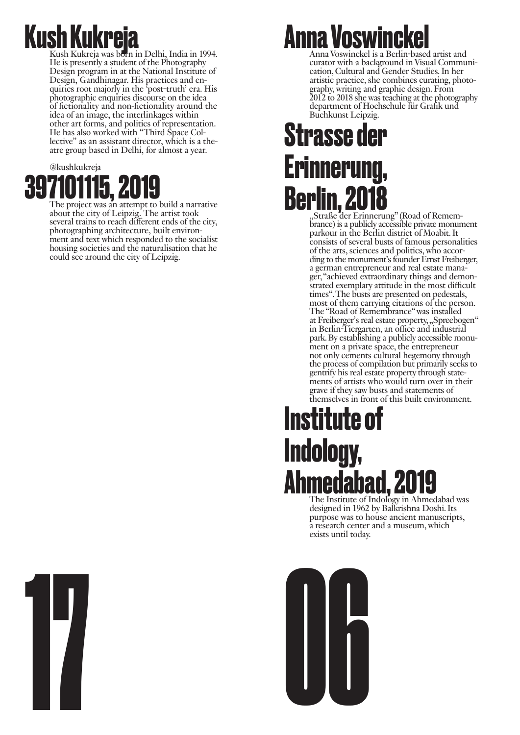# Kush Kukreja

Kush Kukreja was born in Delhi, India in 1994. He is presently a student of the Photography Design program in at the National Institute of Design, Gandhinagar. His practices and enquiries root majorly in the 'post-truth' era. His photographic enquiries discourse on the idea of fictionality and non-fictionality around the idea of an image, the interlinkages within other art forms, and politics of representation. He has also worked with "Third Space Collective" as an assistant director, which is a theatre group based in Delhi, for almost a year.

@kushkukreja

## 397101115, 2019

The project was an attempt to build a narrative about the city of Leipzig. The artist took several trains to reach different ends of the city, photographing architecture, built environment and text which responded to the socialist housing societies and the naturalisation that he could see around the city of Leipzig.

# Anna Voswinckel

Anna Voswinckel is a Berlin-based artist and curator with a background in Visual Communication, Cultural and Gender Studies. In her artistic practice, she combines curating, photography, writing and graphic design. From 2012 to 2018 she was teaching at the photography department of Hochschule für Grafik und Buchkunst Leipzig.

## Strasse der Erinnerung, Berlin, 2018

„Straße der Erinnerung" (Road of Remembrance) is a publicly accessible private monument parkour in the Berlin district of Moabit. It consists of several busts of famous personalities of the arts, sciences and politics, who according to the monument's founder Ernst Freiberger, a german entrepreneur and real estate manager, "achieved extraordinary things and demonstrated exemplary attitude in the most difficult times". The busts are presented on pedestals, most of them carrying citations of the person. The "Road of Remembrance" was installed at Freiberger's real estate property, „Spreebogen" in Berlin-Tiergarten, an office and industrial park. By establishing a publicly accessible monument on a private space, the entrepreneur not only cements cultural hegemony through the process of compilation but primarily seeks to gentrify his real estate property through statements of artists who would turn over in their grave if they saw busts and statements of themselves in front of this built environment.

## Institute of Indology, Ahmedabad, 2019

The Institute of Indology in Ahmedabad was designed in 1962 by Balkrishna Doshi. Its purpose was to house ancient manuscripts, a research center and a museum, which exists until today.

17

06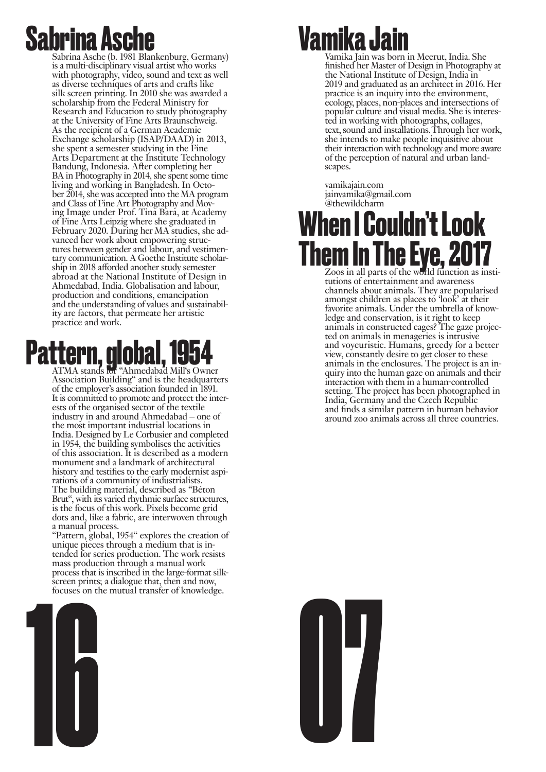# Sabrina Asche

Sabrina Asche (b. 1981 Blankenburg, Germany) is a multi-disciplinary visual artist who works with photography, video, sound and text as well as diverse techniques of arts and crafts like silk screen printing. In 2010 she was awarded a scholarship from the Federal Ministry for Research and Education to study photography at the University of Fine Arts Braunschweig. As the recipient of a German Academic Exchange scholarship (ISAP/DAAD) in 2013, she spent a semester studying in the Fine Arts Department at the Institute Technology Bandung, Indonesia. After completing her BA in Photography in 2014, she spent some time living and working in Bangladesh. In October 2014, she was accepted into the MA program and Class of Fine Art Photography and Moving Image under Prof. Tina Bara, at Academy of Fine Arts Leipzig where she graduated in February 2020. During her MA studies, she advanced her work about empowering structures between gender and labour, and vestimentary communication. A Goethe Institute scholarship in 2018 afforded another study semester abroad at the National Institute of Design in Ahmedabad, India. Globalisation and labour, production and conditions, emancipation and the understanding of values and sustainability are factors, that permeate her artistic practice and work.

# Pattern, global, 1954

ATMA stands for "Ahmedabad Mill's Owner Association Building" and is the headquarters of the employer's association founded in 1891. It is committed to promote and protect the interests of the organised sector of the textile industry in and around Ahmedabad – one of the most important industrial locations in India. Designed by Le Corbusier and completed in 1954, the building symbolises the activities of this association. It is described as a modern monument and a landmark of architectural history and testifies to the early modernist aspirations of a community of industrialists.
The building material, described as "Béton Brut", with its varied rhythmic surface structures, is the focus of this work. Pixels become grid dots and, like a fabric, are interwoven through a manual process.
"Pattern, global, 1954" explores the creation of unique pieces through a medium that is intended for series production. The work resists mass production through a manual work process that is inscribed in the large-format silkscreen prints; a dialogue that, then and now, focuses on the mutual transfer of knowledge.

16

# Vamika Jain

Vamika Jain was born in Meerut, India. She finished her Master of Design in Photography at the National Institute of Design, India in 2019 and graduated as an architect in 2016. Her practice is an inquiry into the environment, ecology, places, non-places and intersections of popular culture and visual media. She is interested in working with photographs, collages, text, sound and installations. Through her work, she intends to make people inquisitive about their interaction with technology and more aware of the perception of natural and urban landscapes.

vamikajain.com
jainvamika@gmail.com
@thewildcharm

# When I Couldn't Look Them In The Eye, 2017

Zoos in all parts of the world function as institutions of entertainment and awareness channels about animals. They are popularised amongst children as places to 'look' at their favorite animals. Under the umbrella of knowledge and conservation, is it right to keep animals in constructed cages? The gaze projected on animals in menageries is intrusive and voyeuristic. Humans, greedy for a better view, constantly desire to get closer to these animals in the enclosures. The project is an inquiry into the human gaze on animals and their interaction with them in a human-controlled setting. The project has been photographed in India, Germany and the Czech Republic and finds a similar pattern in human behavior around zoo animals across all three countries.

07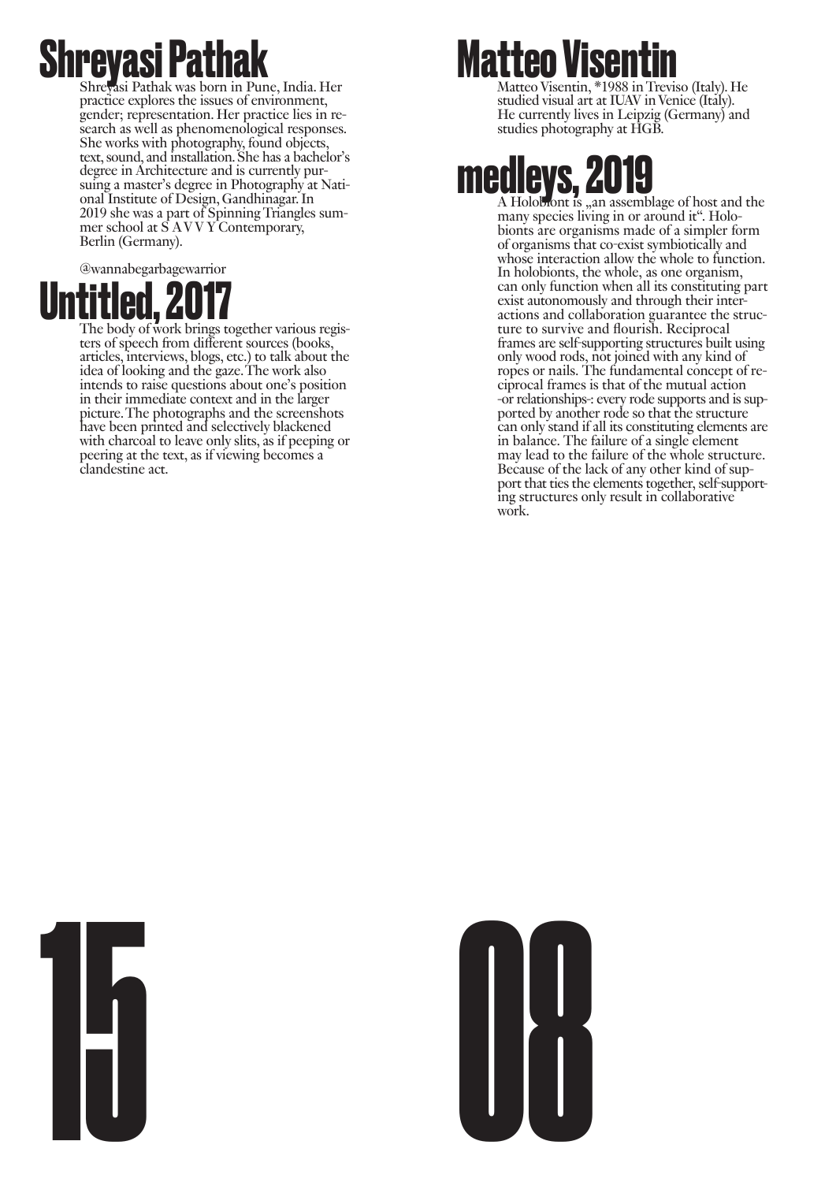# Shreyasi Pathak

Shreyasi Pathak was born in Pune, India. Her practice explores the issues of environment, gender; representation. Her practice lies in research as well as phenomenological responses. She works with photography, found objects, text, sound, and installation. She has a bachelor's degree in Architecture and is currently pursuing a master's degree in Photography at National Institute of Design, Gandhinagar. In 2019 she was a part of Spinning Triangles summer school at S A V V Y Contemporary, Berlin (Germany).

@wannabegarbagewarrior

## Untitled, 2017

The body of work brings together various registers of speech from different sources (books, articles, interviews, blogs, etc.) to talk about the idea of looking and the gaze. The work also intends to raise questions about one's position in their immediate context and in the larger picture. The photographs and the screenshots have been printed and selectively blackened with charcoal to leave only slits, as if peeping or peering at the text, as if viewing becomes a clandestine act.

15

# Matteo Visentin

Matteo Visentin, *1988 in Treviso (Italy). He studied visual art at IUAV in Venice (Italy). He currently lives in Leipzig (Germany) and studies photography at HGB.

## medleys, 2019

A Holobiont is „an assemblage of host and the many species living in or around it". Holobionts are organisms made of a simpler form of organisms that co-exist symbiotically and whose interaction allow the whole to function. In holobionts, the whole, as one organism, can only function when all its constituting part exist autonomously and through their interactions and collaboration guarantee the structure to survive and flourish. Reciprocal frames are self-supporting structures built using only wood rods, not joined with any kind of ropes or nails. The fundamental concept of reciprocal frames is that of the mutual action -or relationships-: every rode supports and is supported by another rode so that the structure can only stand if all its constituting elements are in balance. The failure of a single element may lead to the failure of the whole structure. Because of the lack of any other kind of support that ties the elements together, self-supporting structures only result in collaborative work.

08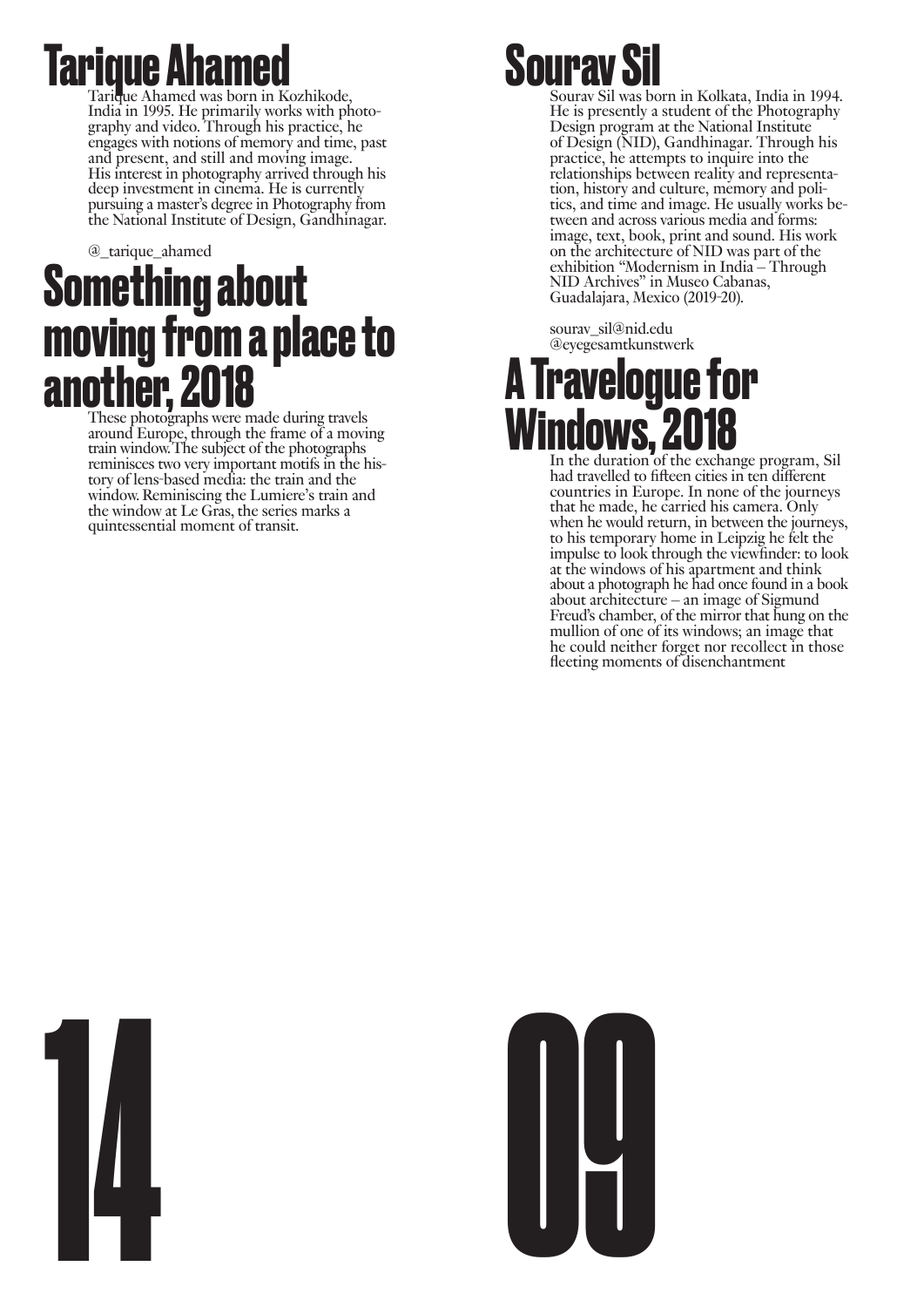# Tarique Ahamed

Tarique Ahamed was born in Kozhikode, India in 1995. He primarily works with photography and video. Through his practice, he engages with notions of memory and time, past and present, and still and moving image. His interest in photography arrived through his deep investment in cinema. He is currently pursuing a master's degree in Photography from the National Institute of Design, Gandhinagar.

@_tarique_ahamed

## Something about moving from a place to another, 2018

These photographs were made during travels around Europe, through the frame of a moving train window. The subject of the photographs reminisces two very important motifs in the history of lens-based media: the train and the window. Reminiscing the Lumiere's train and the window at Le Gras, the series marks a quintessential moment of transit.

# Sourav Sil

Sourav Sil was born in Kolkata, India in 1994. He is presently a student of the Photography Design program at the National Institute of Design (NID), Gandhinagar. Through his practice, he attempts to inquire into the relationships between reality and representation, history and culture, memory and politics, and time and image. He usually works between and across various media and forms: image, text, book, print and sound. His work on the architecture of NID was part of the exhibition "Modernism in India – Through NID Archives" in Museo Cabanas, Guadalajara, Mexico (2019-20).

sourav_sil@nid.edu
@eyegesamtkunstwerk

## A Travelogue for Windows, 2018

In the duration of the exchange program, Sil had travelled to fifteen cities in ten different countries in Europe. In none of the journeys that he made, he carried his camera. Only when he would return, in between the journeys, to his temporary home in Leipzig he felt the impulse to look through the viewfinder: to look at the windows of his apartment and think about a photograph he had once found in a book about architecture – an image of Sigmund Freud's chamber, of the mirror that hung on the mullion of one of its windows; an image that he could neither forget nor recollect in those fleeting moments of disenchantment

14

09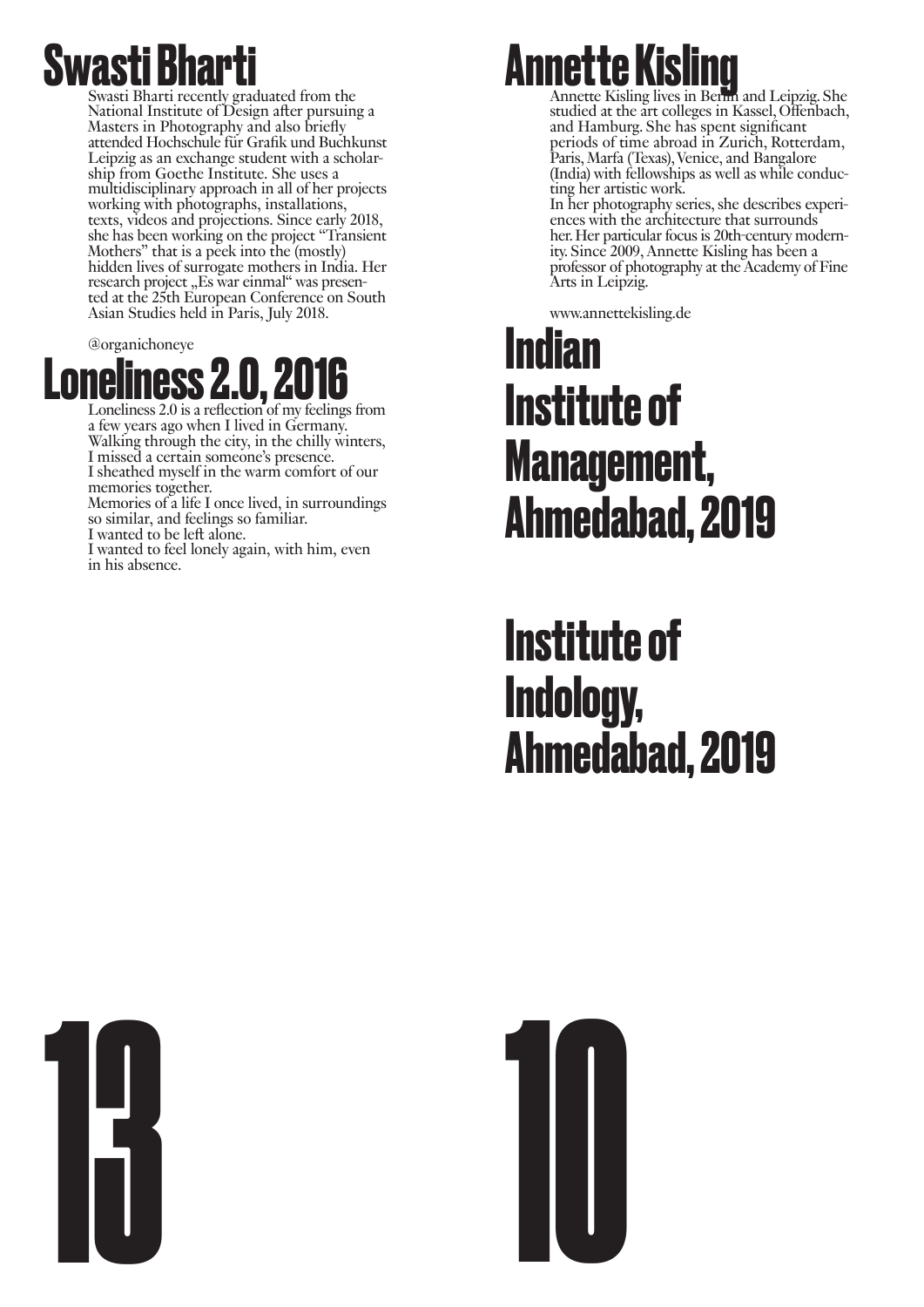# Swasti Bharti

Swasti Bharti recently graduated from the National Institute of Design after pursuing a Masters in Photography and also briefly attended Hochschule für Grafik und Buchkunst Leipzig as an exchange student with a scholarship from Goethe Institute. She uses a multidisciplinary approach in all of her projects working with photographs, installations, texts, videos and projections. Since early 2018, she has been working on the project "Transient Mothers" that is a peek into the (mostly) hidden lives of surrogate mothers in India. Her research project „Es war einmal" was presented at the 25th European Conference on South Asian Studies held in Paris, July 2018.

@organichoneye

# Loneliness 2.0, 2016

Loneliness 2.0 is a reflection of my feelings from a few years ago when I lived in Germany.
Walking through the city, in the chilly winters, I missed a certain someone's presence.
I sheathed myself in the warm comfort of our memories together.
Memories of a life I once lived, in surroundings so similar, and feelings so familiar.
I wanted to be left alone.
I wanted to feel lonely again, with him, even in his absence.

# 13

# Annette Kisling

Annette Kisling lives in Berlin and Leipzig. She studied at the art colleges in Kassel, Offenbach, and Hamburg. She has spent significant periods of time abroad in Zurich, Rotterdam, Paris, Marfa (Texas), Venice, and Bangalore (India) with fellowships as well as while conducting her artistic work.
In her photography series, she describes experiences with the architecture that surrounds her. Her particular focus is 20th-century modernity. Since 2009, Annette Kisling has been a professor of photography at the Academy of Fine Arts in Leipzig.

www.annettekisling.de

# Indian Institute of Management, Ahmedabad, 2019

# Institute of Indology, Ahmedabad, 2019

# 10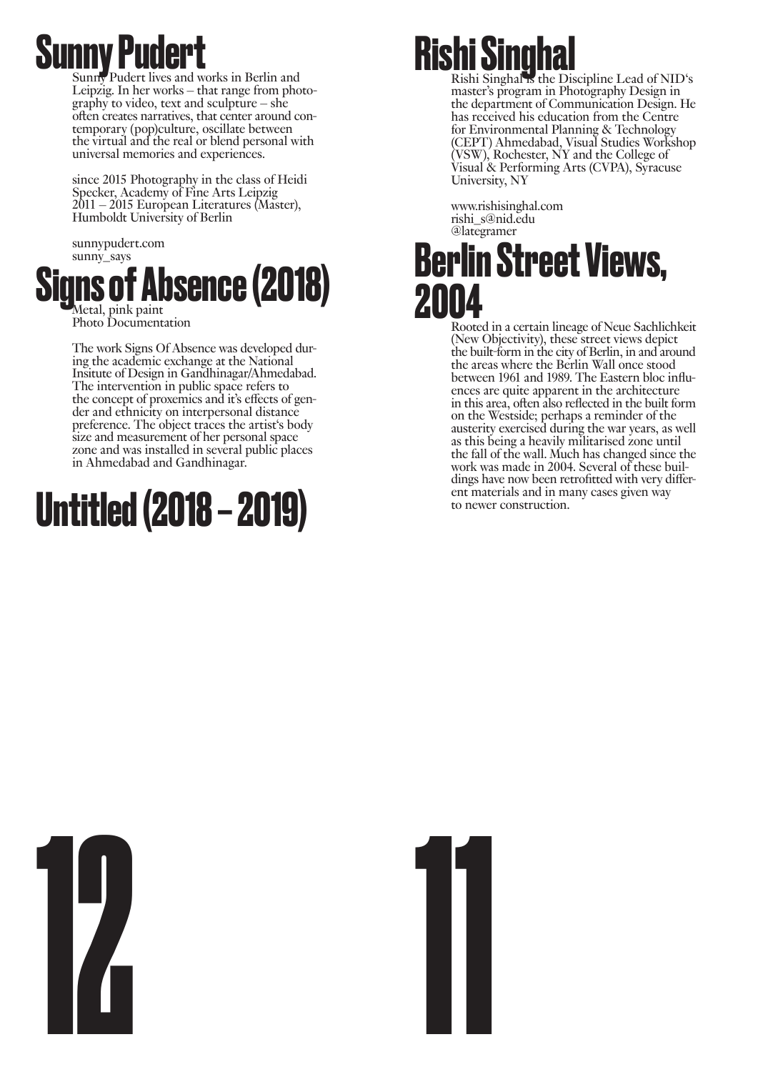# Sunny Pudert

Sunny Pudert lives and works in Berlin and Leipzig. In her works – that range from photography to video, text and sculpture – she often creates narratives, that center around contemporary (pop)culture, oscillate between the virtual and the real or blend personal with universal memories and experiences.

since 2015 Photography in the class of Heidi Specker, Academy of Fine Arts Leipzig
2011 – 2015 European Literatures (Master), Humboldt University of Berlin

sunnypudert.com
sunny_says

## Signs of Absence (2018)

Metal, pink paint
Photo Documentation

The work Signs Of Absence was developed during the academic exchange at the National Insitute of Design in Gandhinagar/Ahmedabad. The intervention in public space refers to the concept of proxemics and it's effects of gender and ethnicity on interpersonal distance preference. The object traces the artist's body size and measurement of her personal space zone and was installed in several public places in Ahmedabad and Gandhinagar.

## Untitled (2018 – 2019)

# Rishi Singhal

Rishi Singhal is the Discipline Lead of NID's master's program in Photography Design in the department of Communication Design. He has received his education from the Centre for Environmental Planning & Technology (CEPT) Ahmedabad, Visual Studies Workshop (VSW), Rochester, NY and the College of Visual & Performing Arts (CVPA), Syracuse University, NY

www.rishisinghal.com
rishi_s@nid.edu
@lategramer

## Berlin Street Views, 2004

Rooted in a certain lineage of Neue Sachlichkeit (New Objectivity), these street views depict the built-form in the city of Berlin, in and around the areas where the Berlin Wall once stood between 1961 and 1989. The Eastern bloc influences are quite apparent in the architecture in this area, often also reflected in the built form on the Westside; perhaps a reminder of the austerity exercised during the war years, as well as this being a heavily militarised zone until the fall of the wall. Much has changed since the work was made in 2004. Several of these buildings have now been retrofitted with very different materials and in many cases given way to newer construction.

12

11